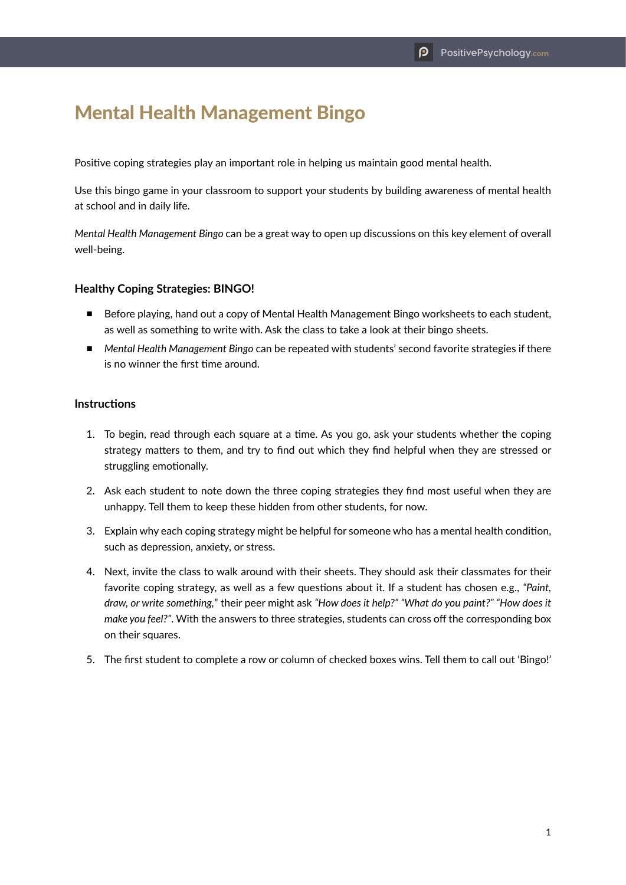# Mental Health Management Bingo

Positive coping strategies play an important role in helping us maintain good mental health.

Use this bingo game in your classroom to support your students by building awareness of mental health at school and in daily life.

*Mental Health Management Bingo* can be a great way to open up discussions on this key element of overall well-being.

### Healthy Coping Strategies: BINGO!

- Before playing, hand out a copy of Mental Health Management Bingo worksheets to each student, as well as something to write with. Ask the class to take a look at their bingo sheets.
- *Mental Health Management Bingo* can be repeated with students' second favorite strategies if there is no winner the first time around.

### Instructions

1. To begin, read through each square at a time. As you go, ask your students whether the coping strategy matters to them, and try to find out which they find helpful when they are stressed or struggling emotionally.
2. Ask each student to note down the three coping strategies they find most useful when they are unhappy. Tell them to keep these hidden from other students, for now.
3. Explain why each coping strategy might be helpful for someone who has a mental health condition, such as depression, anxiety, or stress.
4. Next, invite the class to walk around with their sheets. They should ask their classmates for their favorite coping strategy, as well as a few questions about it. If a student has chosen e.g., *"Paint, draw, or write something,"* their peer might ask *"How does it help?" "What do you paint?" "How does it make you feel?"*. With the answers to three strategies, students can cross off the corresponding box on their squares.
5. The first student to complete a row or column of checked boxes wins. Tell them to call out 'Bingo!'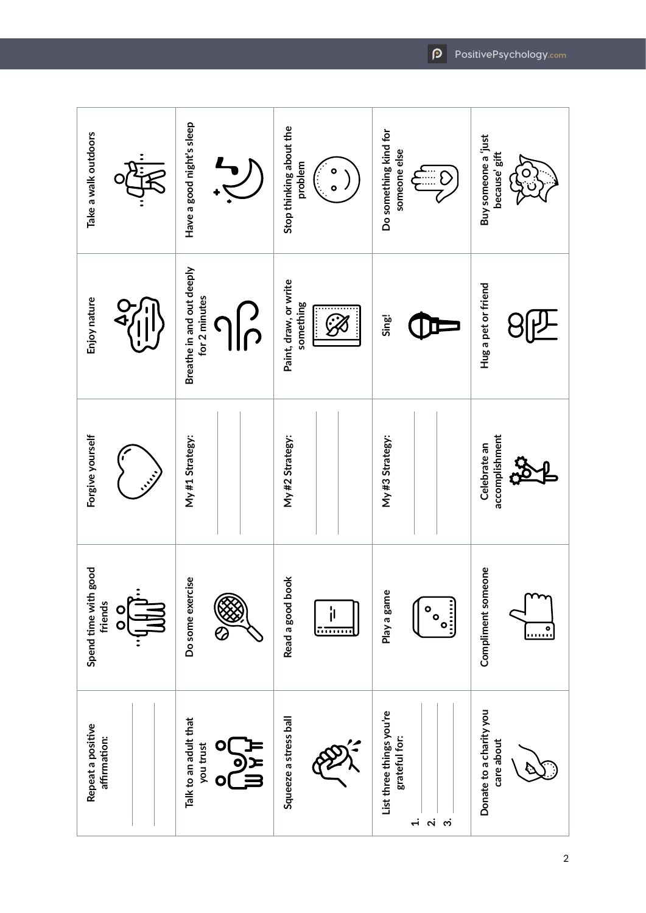| | | | | |
|---|---|---|---|---|
| Repeat a positive affirmation: | Spend time with good friends | Forgive yourself | Enjoy nature | Take a walk outdoors |
| Talk to an adult that you trust | Do some exercise | My #1 Strategy: | Breathe in and out deeply for 2 minutes | Have a good night's sleep |
| Squeeze a stress ball | Read a good book | My #2 Strategy: | Paint, draw, or write something | Stop thinking about the problem |
| List three things you're grateful for: 1. 2. 3. | Play a game | My #3 Strategy: | Sing! | Do something kind for someone else |
| Donate to a charity you care about | Compliment someone | Celebrate an accomplishment | Hug a pet or friend | Buy someone a 'just because' gift |